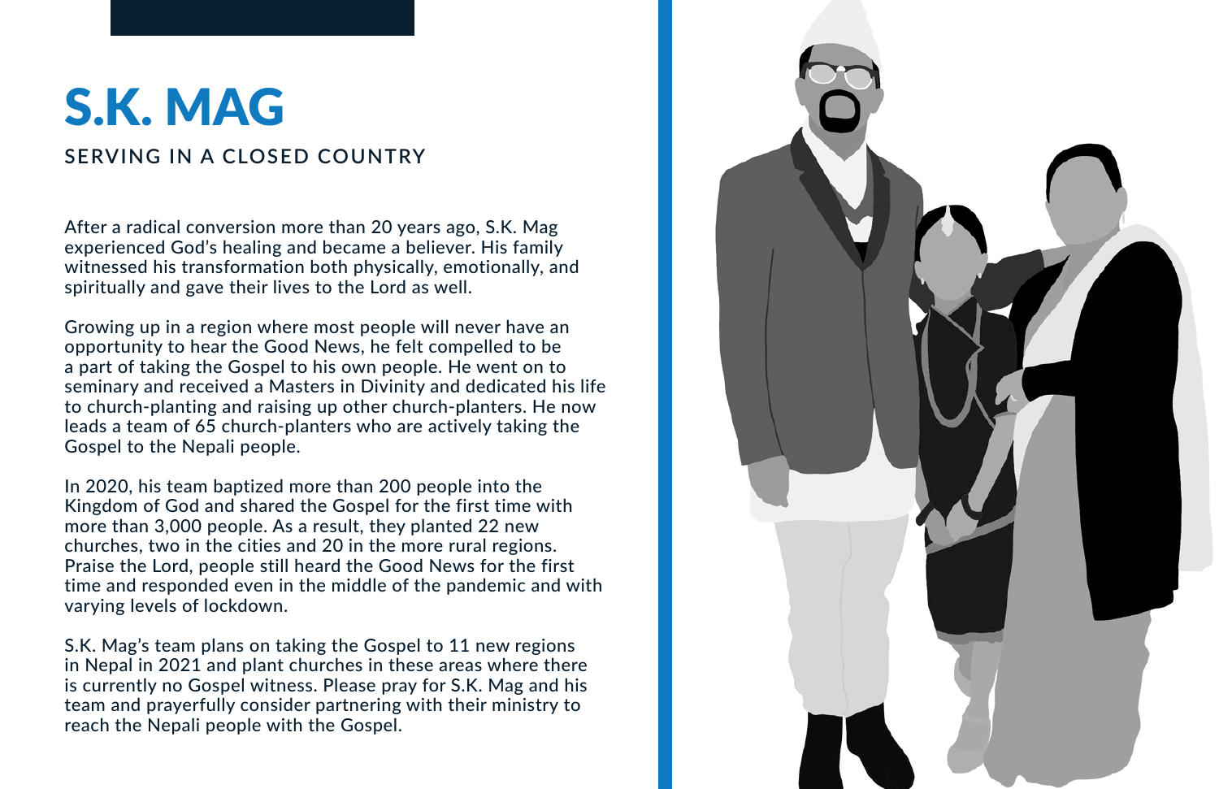# S.K. MAG

## SERVING IN A CLOSED COUNTRY

After a radical conversion more than 20 years ago, S.K. Mag experienced God's healing and became a believer. His family witnessed his transformation both physically, emotionally, and spiritually and gave their lives to the Lord as well.

Growing up in a region where most people will never have an opportunity to hear the Good News, he felt compelled to be a part of taking the Gospel to his own people. He went on to seminary and received a Masters in Divinity and dedicated his life to church-planting and raising up other church-planters. He now leads a team of 65 church-planters who are actively taking the Gospel to the Nepali people.

In 2020, his team baptized more than 200 people into the Kingdom of God and shared the Gospel for the first time with more than 3,000 people. As a result, they planted 22 new churches, two in the cities and 20 in the more rural regions. Praise the Lord, people still heard the Good News for the first time and responded even in the middle of the pandemic and with varying levels of lockdown.

S.K. Mag's team plans on taking the Gospel to 11 new regions in Nepal in 2021 and plant churches in these areas where there is currently no Gospel witness. Please pray for S.K. Mag and his team and prayerfully consider partnering with their ministry to reach the Nepali people with the Gospel.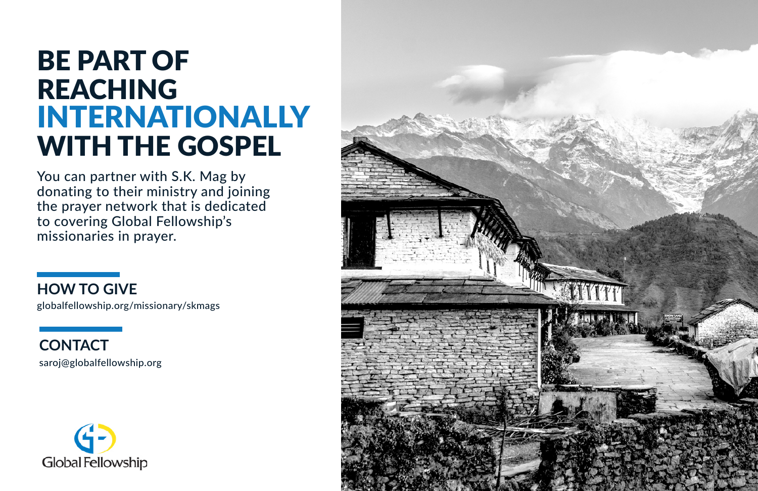# BE PART OF REACHING INTERNATIONALLY WITH THE GOSPEL

You can partner with S.K. Mag by donating to their ministry and joining the prayer network that is dedicated to covering Global Fellowship's missionaries in prayer.

## HOW TO GIVE

globalfellowship.org/missionary/skmags

## CONTACT

saroj@globalfellowship.org

Global Fellowship